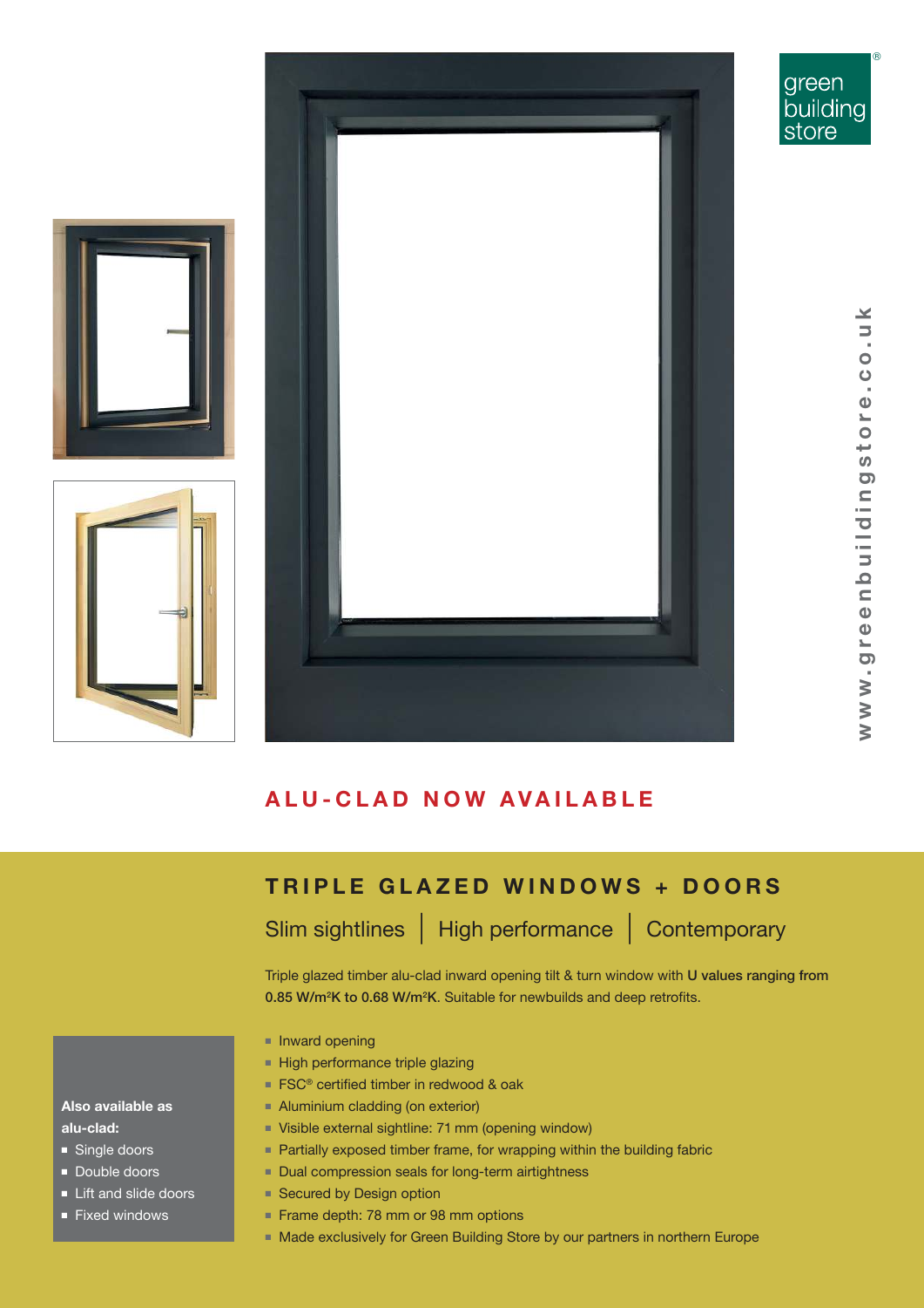green building store®

www.greenbuildingstore.co.uk

## ALU-CLAD NOW AVAILABLE

# TRIPLE GLAZED WINDOWS + DOORS

Slim sightlines | High performance | Contemporary

Triple glazed timber alu-clad inward opening tilt & turn window with **U values ranging from 0.85 W/m²K to 0.68 W/m²K**. Suitable for newbuilds and deep retrofits.

- Inward opening
- High performance triple glazing
- FSC® certified timber in redwood & oak
- Aluminium cladding (on exterior)
- Visible external sightline: 71 mm (opening window)
- Partially exposed timber frame, for wrapping within the building fabric
- Dual compression seals for long-term airtightness
- Secured by Design option
- Frame depth: 78 mm or 98 mm options
- Made exclusively for Green Building Store by our partners in northern Europe

**Also available as alu-clad:**

- Single doors
- Double doors
- Lift and slide doors
- Fixed windows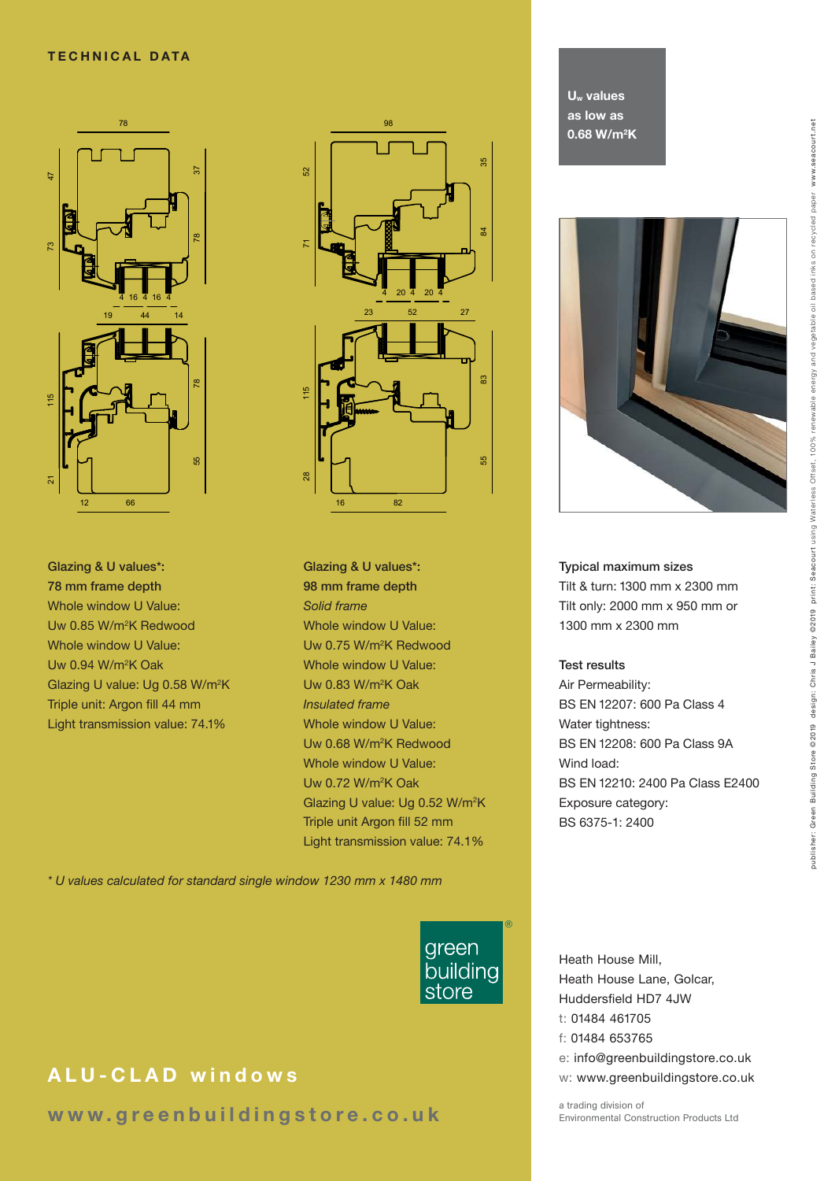## TECHNICAL DATA

78
47
37
73
78
4 16 4 16 4
19 44 14
115
78
21
55
12 66

98
52
35
71
84
4 20 4 20 4
23 52 27
115
83
28
55
16 82

**Glazing & U values*:**
**78 mm frame depth**
Whole window U Value:
Uw 0.85 W/m²K Redwood
Whole window U Value:
Uw 0.94 W/m²K Oak
Glazing U value: Ug 0.58 W/m²K
Triple unit: Argon fill 44 mm
Light transmission value: 74.1%

**Glazing & U values*:**
**98 mm frame depth**
*Solid frame*
Whole window U Value:
Uw 0.75 W/m²K Redwood
Whole window U Value:
Uw 0.83 W/m²K Oak
*Insulated frame*
Whole window U Value:
Uw 0.68 W/m²K Redwood
Whole window U Value:
Uw 0.72 W/m²K Oak
Glazing U value: Ug 0.52 W/m²K
Triple unit Argon fill 52 mm
Light transmission value: 74.1%

*\* U values calculated for standard single window 1230 mm x 1480 mm*

**$U_w$ values as low as 0.68 W/m²K**

**Typical maximum sizes**
Tilt & turn: 1300 mm x 2300 mm
Tilt only: 2000 mm x 950 mm or 1300 mm x 2300 mm

**Test results**
Air Permeability:
BS EN 12207: 600 Pa Class 4
Water tightness:
BS EN 12208: 600 Pa Class 9A
Wind load:
BS EN 12210: 2400 Pa Class E2400
Exposure category:
BS 6375-1: 2400

green building store®

Heath House Mill,
Heath House Lane, Golcar,
Huddersfield HD7 4JW
t: 01484 461705
f: 01484 653765
e: info@greenbuildingstore.co.uk
w: www.greenbuildingstore.co.uk

a trading division of
Environmental Construction Products Ltd

## ALU-CLAD windows

**www.greenbuildingstore.co.uk**

publisher: Green Building Store ©2019 design: Chris J Bailey ©2019 print: Seacourt using Waterless Offset, 100% renewable energy and vegetable oil based inks on recycled paper www.seacourt.net